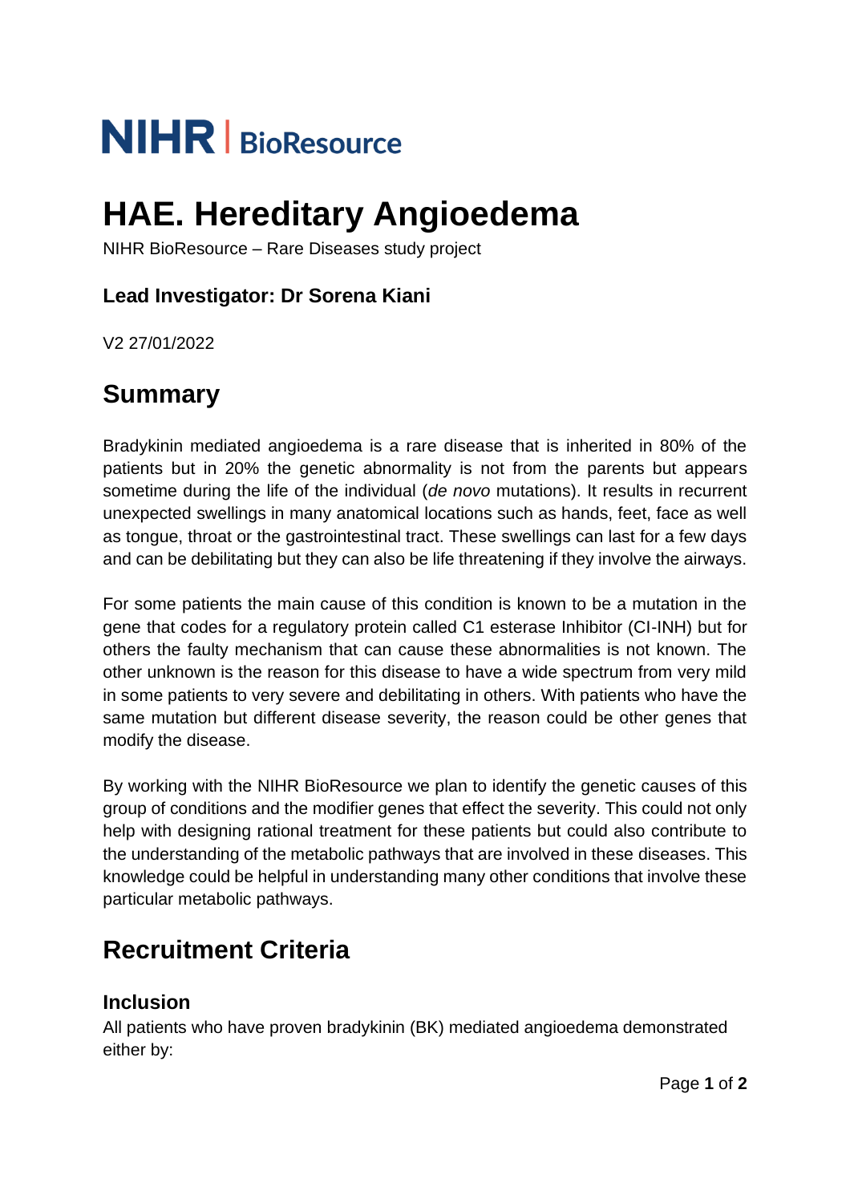NIHR | BioResource

# HAE. Hereditary Angioedema

NIHR BioResource – Rare Diseases study project

### Lead Investigator: Dr Sorena Kiani

V2 27/01/2022

## Summary

Bradykinin mediated angioedema is a rare disease that is inherited in 80% of the patients but in 20% the genetic abnormality is not from the parents but appears sometime during the life of the individual (*de novo* mutations). It results in recurrent unexpected swellings in many anatomical locations such as hands, feet, face as well as tongue, throat or the gastrointestinal tract. These swellings can last for a few days and can be debilitating but they can also be life threatening if they involve the airways.

For some patients the main cause of this condition is known to be a mutation in the gene that codes for a regulatory protein called C1 esterase Inhibitor (CI-INH) but for others the faulty mechanism that can cause these abnormalities is not known. The other unknown is the reason for this disease to have a wide spectrum from very mild in some patients to very severe and debilitating in others. With patients who have the same mutation but different disease severity, the reason could be other genes that modify the disease.

By working with the NIHR BioResource we plan to identify the genetic causes of this group of conditions and the modifier genes that effect the severity. This could not only help with designing rational treatment for these patients but could also contribute to the understanding of the metabolic pathways that are involved in these diseases. This knowledge could be helpful in understanding many other conditions that involve these particular metabolic pathways.

## Recruitment Criteria

### Inclusion

All patients who have proven bradykinin (BK) mediated angioedema demonstrated either by: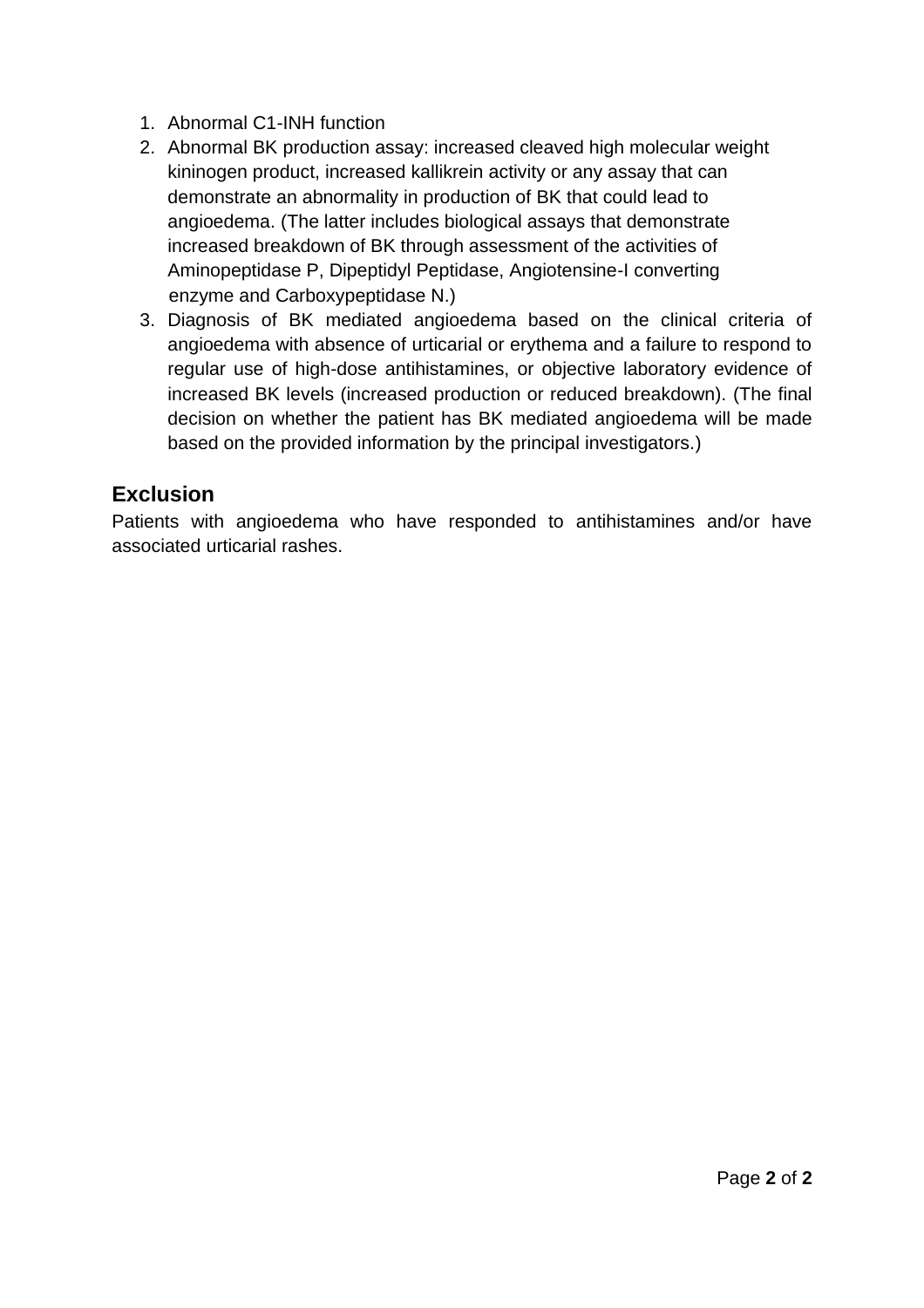1. Abnormal C1-INH function
2. Abnormal BK production assay: increased cleaved high molecular weight kininogen product, increased kallikrein activity or any assay that can demonstrate an abnormality in production of BK that could lead to angioedema. (The latter includes biological assays that demonstrate increased breakdown of BK through assessment of the activities of Aminopeptidase P, Dipeptidyl Peptidase, Angiotensine-I converting enzyme and Carboxypeptidase N.)
3. Diagnosis of BK mediated angioedema based on the clinical criteria of angioedema with absence of urticarial or erythema and a failure to respond to regular use of high-dose antihistamines, or objective laboratory evidence of increased BK levels (increased production or reduced breakdown). (The final decision on whether the patient has BK mediated angioedema will be made based on the provided information by the principal investigators.)

## Exclusion

Patients with angioedema who have responded to antihistamines and/or have associated urticarial rashes.